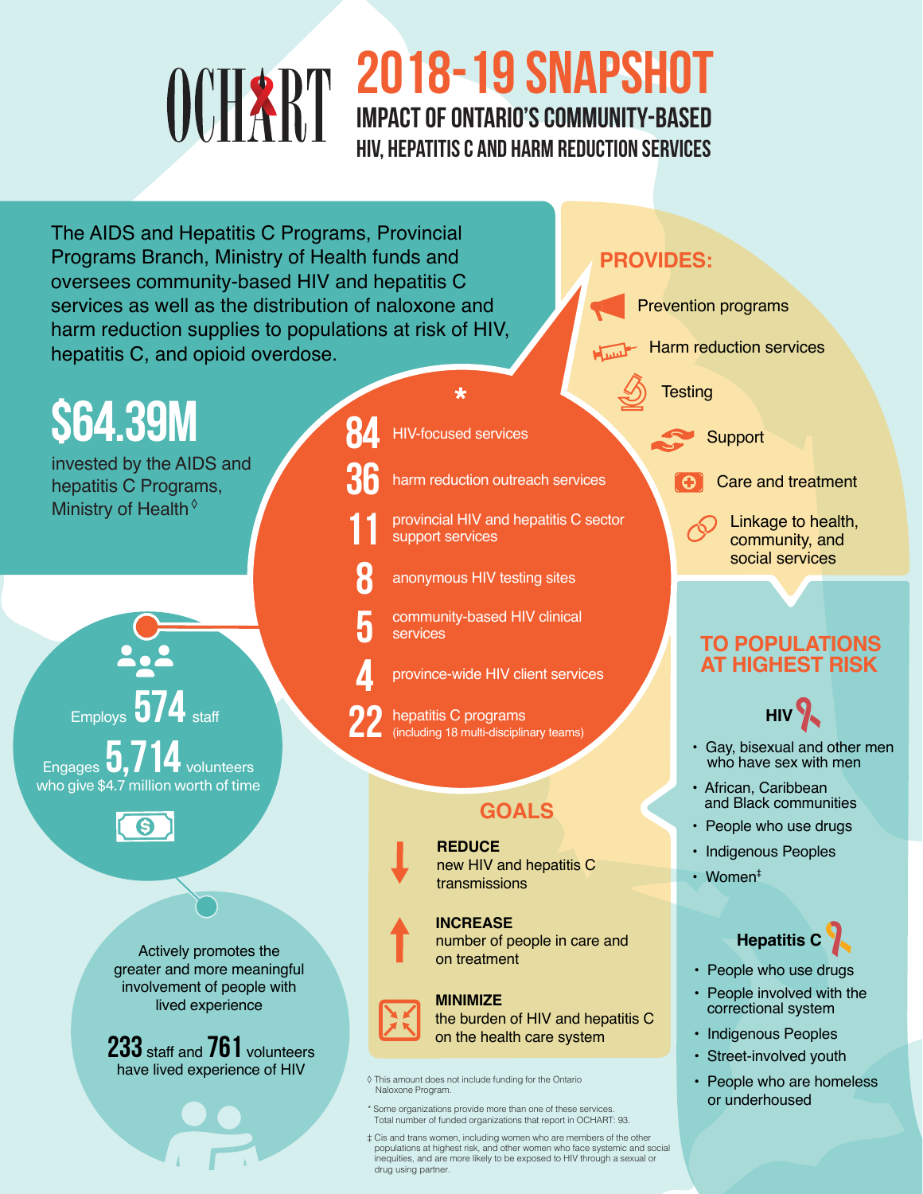# OCHART 2018-19 SNAPSHOT

## IMPACT OF ONTARIO'S COMMUNITY-BASED HIV, HEPATITIS C AND HARM REDUCTION SERVICES

The AIDS and Hepatitis C Programs, Provincial Programs Branch, Ministry of Health funds and oversees community-based HIV and hepatitis C services as well as the distribution of naloxone and harm reduction supplies to populations at risk of HIV, hepatitis C, and opioid overdose.

**$64.39M**

invested by the AIDS and hepatitis C Programs, Ministry of Health◊

*

- **84** HIV-focused services
- **36** harm reduction outreach services
- **11** provincial HIV and hepatitis C sector support services
- **8** anonymous HIV testing sites
- **5** community-based HIV clinical services
- **4** province-wide HIV client services
- **22** hepatitis C programs (including 18 multi-disciplinary teams)

Employs **574** staff

Engages **5,714** volunteers who give $4.7 million worth of time

Actively promotes the greater and more meaningful involvement of people with lived experience

**233** staff and **761** volunteers have lived experience of HIV

### PROVIDES:

- Prevention programs
- Harm reduction services
- Testing
- Support
- Care and treatment
- Linkage to health, community, and social services

### TO POPULATIONS AT HIGHEST RISK

**HIV**

- Gay, bisexual and other men who have sex with men
- African, Caribbean and Black communities
- People who use drugs
- Indigenous Peoples
- Women‡

**Hepatitis C**

- People who use drugs
- People involved with the correctional system
- Indigenous Peoples
- Street-involved youth
- People who are homeless or underhoused

### GOALS

**REDUCE** new HIV and hepatitis C transmissions

**INCREASE** number of people in care and on treatment

**MINIMIZE** the burden of HIV and hepatitis C on the health care system

◊ This amount does not include funding for the Ontario Naloxone Program.

* Some organizations provide more than one of these services. Total number of funded organizations that report in OCHART: 93.

‡ Cis and trans women, including women who are members of the other populations at highest risk, and other women who face systemic and social inequities, and are more likely to be exposed to HIV through a sexual or drug using partner.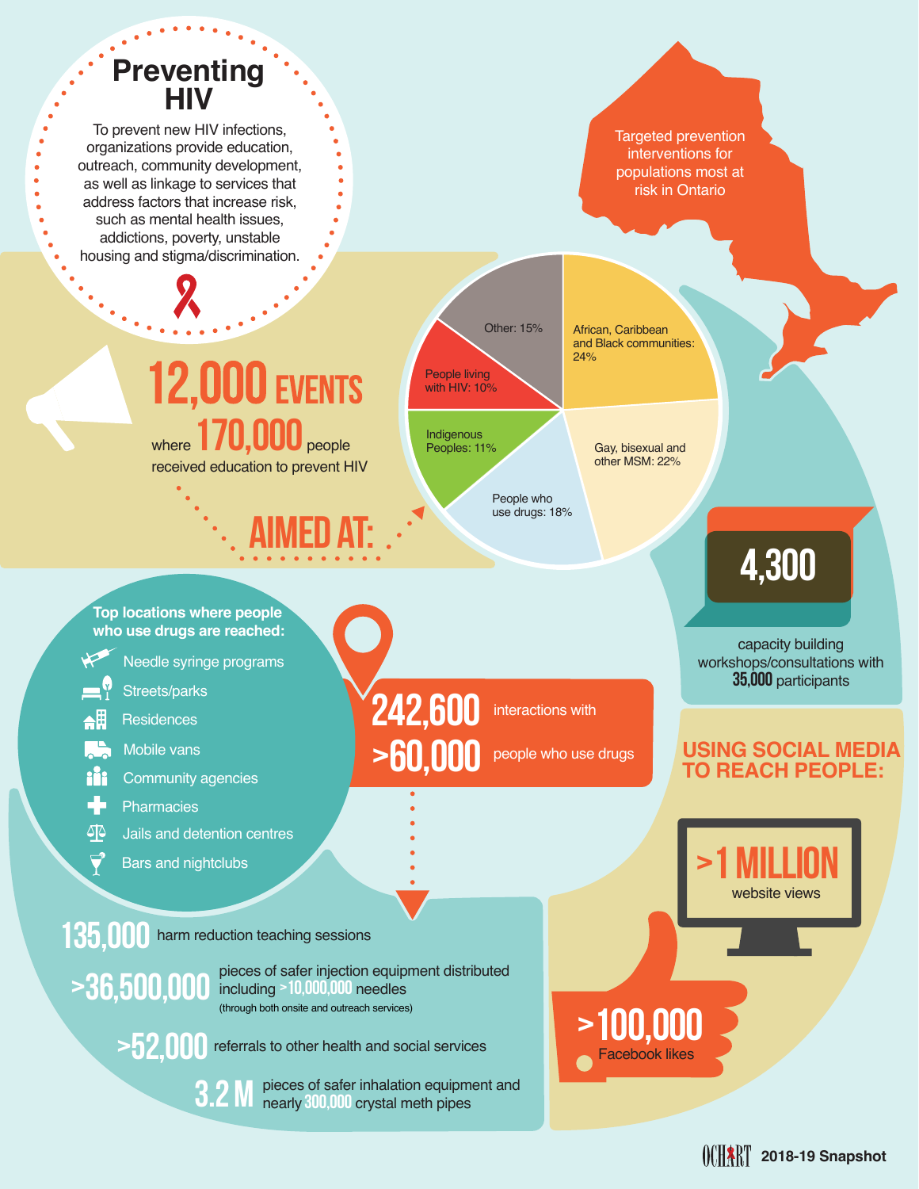# Preventing HIV

To prevent new HIV infections, organizations provide education, outreach, community development, as well as linkage to services that address factors that increase risk, such as mental health issues, addictions, poverty, unstable housing and stigma/discrimination.

Targeted prevention interventions for populations most at risk in Ontario

**12,000 EVENTS**

where **170,000** people received education to prevent HIV

**AIMED AT:**

- African, Caribbean and Black communities: 24%
- Gay, bisexual and other MSM: 22%
- People who use drugs: 18%
- Indigenous Peoples: 11%
- People living with HIV: 10%
- Other: 15%

**4,300**

capacity building workshops/consultations with **35,000** participants

**Top locations where people who use drugs are reached:**

- Needle syringe programs
- Streets/parks
- Residences
- Mobile vans
- Community agencies
- Pharmacies
- Jails and detention centres
- Bars and nightclubs

**242,600** interactions with

**>60,000** people who use drugs

**135,000** harm reduction teaching sessions

**>36,500,000** pieces of safer injection equipment distributed including **>10,000,000** needles (through both onsite and outreach services)

**>52,000** referrals to other health and social services

**3.2 M** pieces of safer inhalation equipment and nearly **300,000** crystal meth pipes

## USING SOCIAL MEDIA TO REACH PEOPLE:

**>1 MILLION** website views

**>100,000** Facebook likes

OCHART 2018-19 Snapshot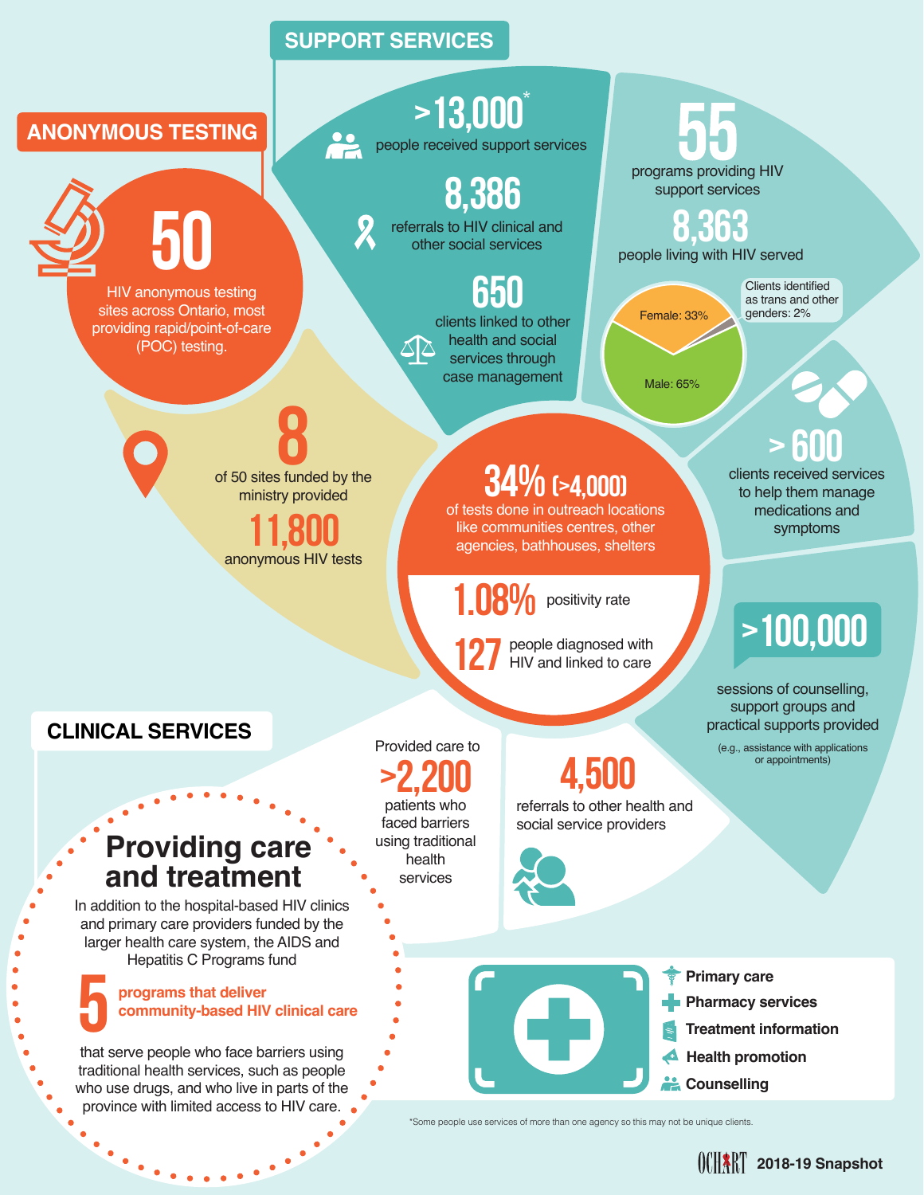## ANONYMOUS TESTING

**50**

HIV anonymous testing sites across Ontario, most providing rapid/point-of-care (POC) testing.

**8**

of 50 sites funded by the ministry provided

**11,800**

anonymous HIV tests

**34% (>4,000)**

of tests done in outreach locations like communities centres, other agencies, bathhouses, shelters

**1.08%** positivity rate

**127** people diagnosed with HIV and linked to care

## SUPPORT SERVICES

**>13,000***

people received support services

**8,386**

referrals to HIV clinical and other social services

**650**

clients linked to other health and social services through case management

**55**

programs providing HIV support services

**8,363**

people living with HIV served

- Female: 33%
- Male: 65%
- Clients identified as trans and other genders: 2%

**> 600**

clients received services to help them manage medications and symptoms

**>100,000**

sessions of counselling, support groups and practical supports provided

(e.g., assistance with applications or appointments)

## CLINICAL SERVICES

### Providing care and treatment

In addition to the hospital-based HIV clinics and primary care providers funded by the larger health care system, the AIDS and Hepatitis C Programs fund

**5** programs that deliver community-based HIV clinical care

that serve people who face barriers using traditional health services, such as people who use drugs, and who live in parts of the province with limited access to HIV care.

Provided care to

**>2,200**

patients who faced barriers using traditional health services

**4,500**

referrals to other health and social service providers

- Primary care
- Pharmacy services
- Treatment information
- Health promotion
- Counselling

*Some people use services of more than one agency so this may not be unique clients.

OCHART 2018-19 Snapshot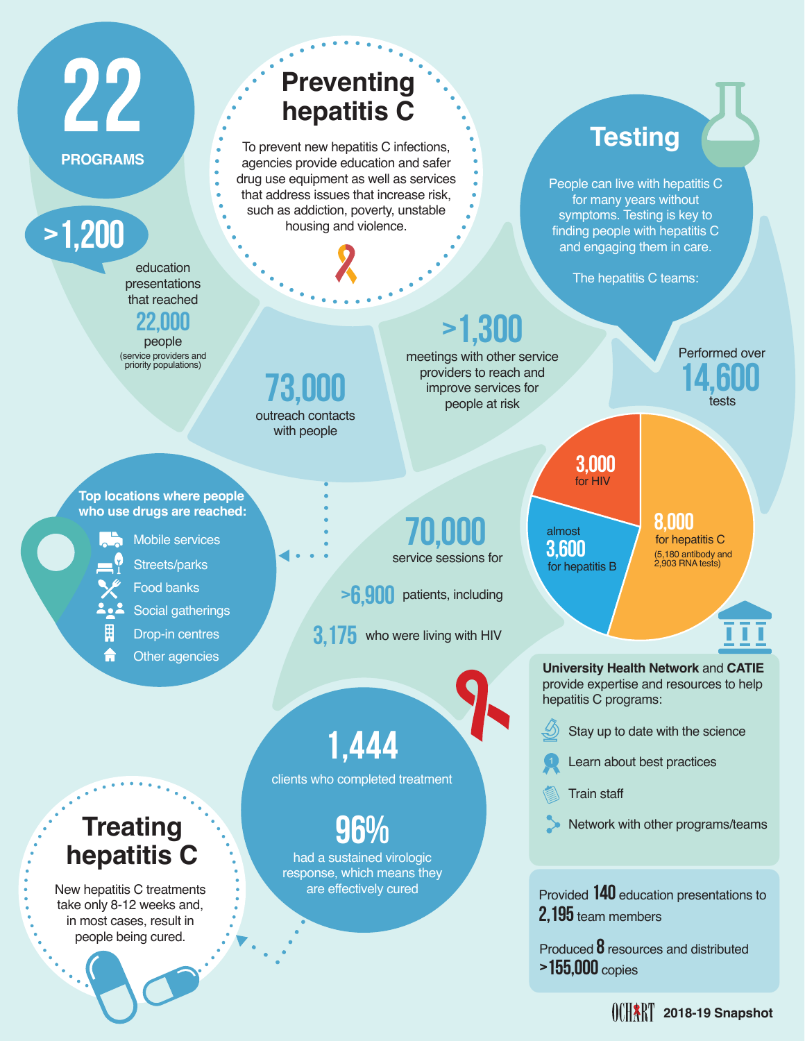# 22 PROGRAMS

## Preventing hepatitis C

To prevent new hepatitis C infections, agencies provide education and safer drug use equipment as well as services that address issues that increase risk, such as addiction, poverty, unstable housing and violence.

**>1,200** education presentations that reached **22,000** people (service providers and priority populations)

**73,000** outreach contacts with people

**>1,300** meetings with other service providers to reach and improve services for people at risk

## Testing

People can live with hepatitis C for many years without symptoms. Testing is key to finding people with hepatitis C and engaging them in care.

The hepatitis C teams:

Performed over **14,600** tests

3,000 for HIV

almost 3,600 for hepatitis B

8,000 for hepatitis C (5,180 antibody and 2,903 RNA tests)

**Top locations where people who use drugs are reached:**

- Mobile services
- Streets/parks
- Food banks
- Social gatherings
- Drop-in centres
- Other agencies

**70,000** service sessions for

**>6,900** patients, including

**3,175** who were living with HIV

**University Health Network** and **CATIE** provide expertise and resources to help hepatitis C programs:

- Stay up to date with the science
- Learn about best practices
- Train staff
- Network with other programs/teams

Provided **140** education presentations to **2,195** team members

Produced **8** resources and distributed **>155,000** copies

**1,444** clients who completed treatment

**96%** had a sustained virologic response, which means they are effectively cured

## Treating hepatitis C

New hepatitis C treatments take only 8-12 weeks and, in most cases, result in people being cured.

OCHART **2018-19 Snapshot**